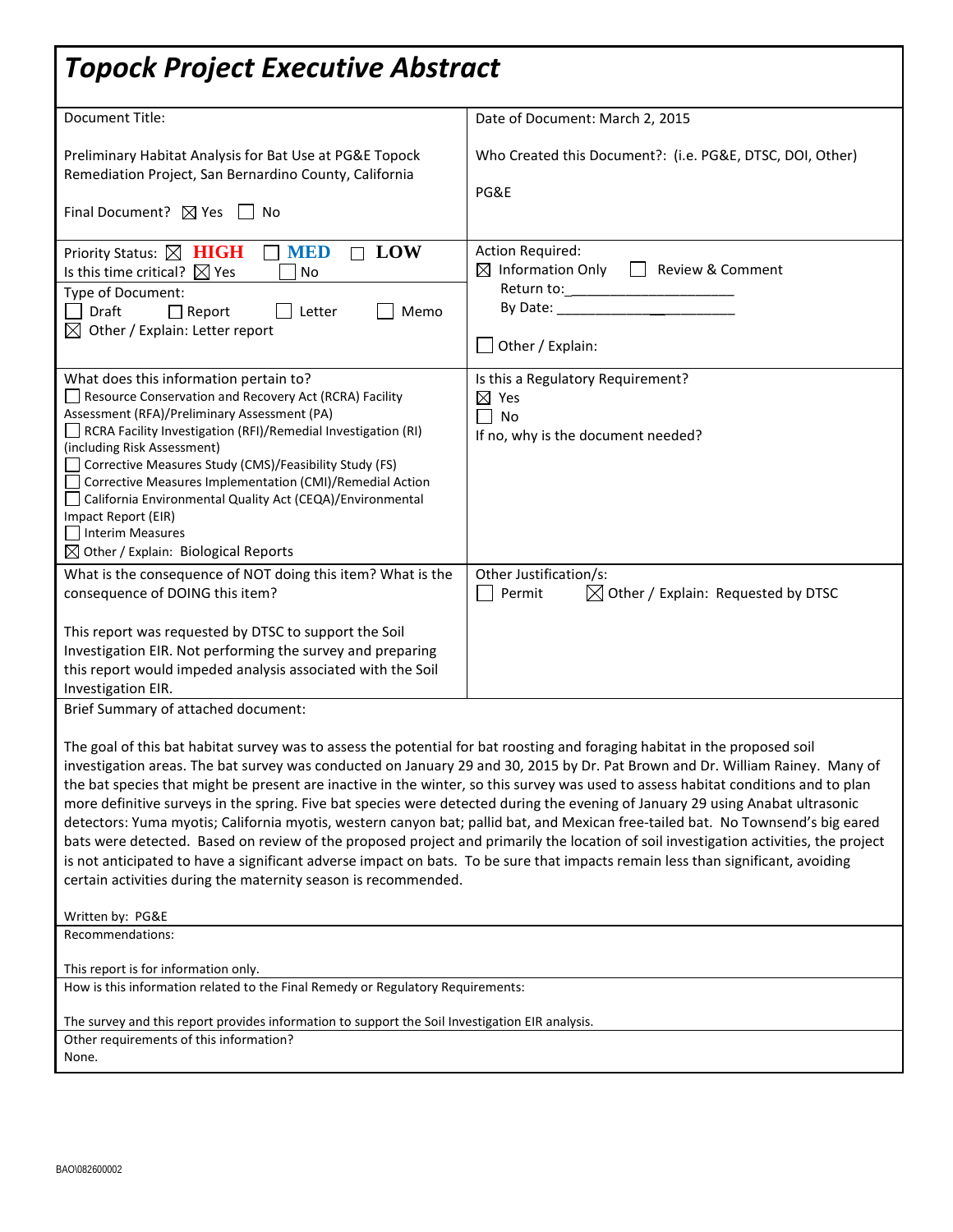# Topock Project Executive Abstract

| | |
|---|---|
| Document Title:<br><br>Preliminary Habitat Analysis for Bat Use at PG&E Topock Remediation Project, San Bernardino County, California<br><br>Final Document? ☒ Yes ☐ No | Date of Document: March 2, 2015<br><br>Who Created this Document?: (i.e. PG&E, DTSC, DOI, Other)<br><br>PG&E |
| Priority Status: ☒ **HIGH** ☐ **MED** ☐ **LOW**<br>Is this time critical? ☒ Yes ☐ No<br>Type of Document:<br>☐ Draft ☐ Report ☐ Letter ☐ Memo<br>☒ Other / Explain: Letter report | Action Required:<br>☒ Information Only ☐ Review & Comment<br>Return to:______________________<br>By Date: ______________________<br><br>☐ Other / Explain: |
| What does this information pertain to?<br>☐ Resource Conservation and Recovery Act (RCRA) Facility Assessment (RFA)/Preliminary Assessment (PA)<br>☐ RCRA Facility Investigation (RFI)/Remedial Investigation (RI) (including Risk Assessment)<br>☐ Corrective Measures Study (CMS)/Feasibility Study (FS)<br>☐ Corrective Measures Implementation (CMI)/Remedial Action<br>☐ California Environmental Quality Act (CEQA)/Environmental Impact Report (EIR)<br>☐ Interim Measures<br>☒ Other / Explain: Biological Reports | Is this a Regulatory Requirement?<br>☒ Yes<br>☐ No<br>If no, why is the document needed? |
| What is the consequence of NOT doing this item? What is the consequence of DOING this item?<br><br>This report was requested by DTSC to support the Soil Investigation EIR. Not performing the survey and preparing this report would impeded analysis associated with the Soil Investigation EIR. | Other Justification/s:<br>☐ Permit ☒ Other / Explain: Requested by DTSC |

Brief Summary of attached document:

The goal of this bat habitat survey was to assess the potential for bat roosting and foraging habitat in the proposed soil investigation areas. The bat survey was conducted on January 29 and 30, 2015 by Dr. Pat Brown and Dr. William Rainey. Many of the bat species that might be present are inactive in the winter, so this survey was used to assess habitat conditions and to plan more definitive surveys in the spring. Five bat species were detected during the evening of January 29 using Anabat ultrasonic detectors: Yuma myotis; California myotis, western canyon bat; pallid bat, and Mexican free-tailed bat. No Townsend's big eared bats were detected. Based on review of the proposed project and primarily the location of soil investigation activities, the project is not anticipated to have a significant adverse impact on bats. To be sure that impacts remain less than significant, avoiding certain activities during the maternity season is recommended.

Written by: PG&E

Recommendations:

This report is for information only.

How is this information related to the Final Remedy or Regulatory Requirements:

The survey and this report provides information to support the Soil Investigation EIR analysis.

Other requirements of this information?
None.

BAO\082600002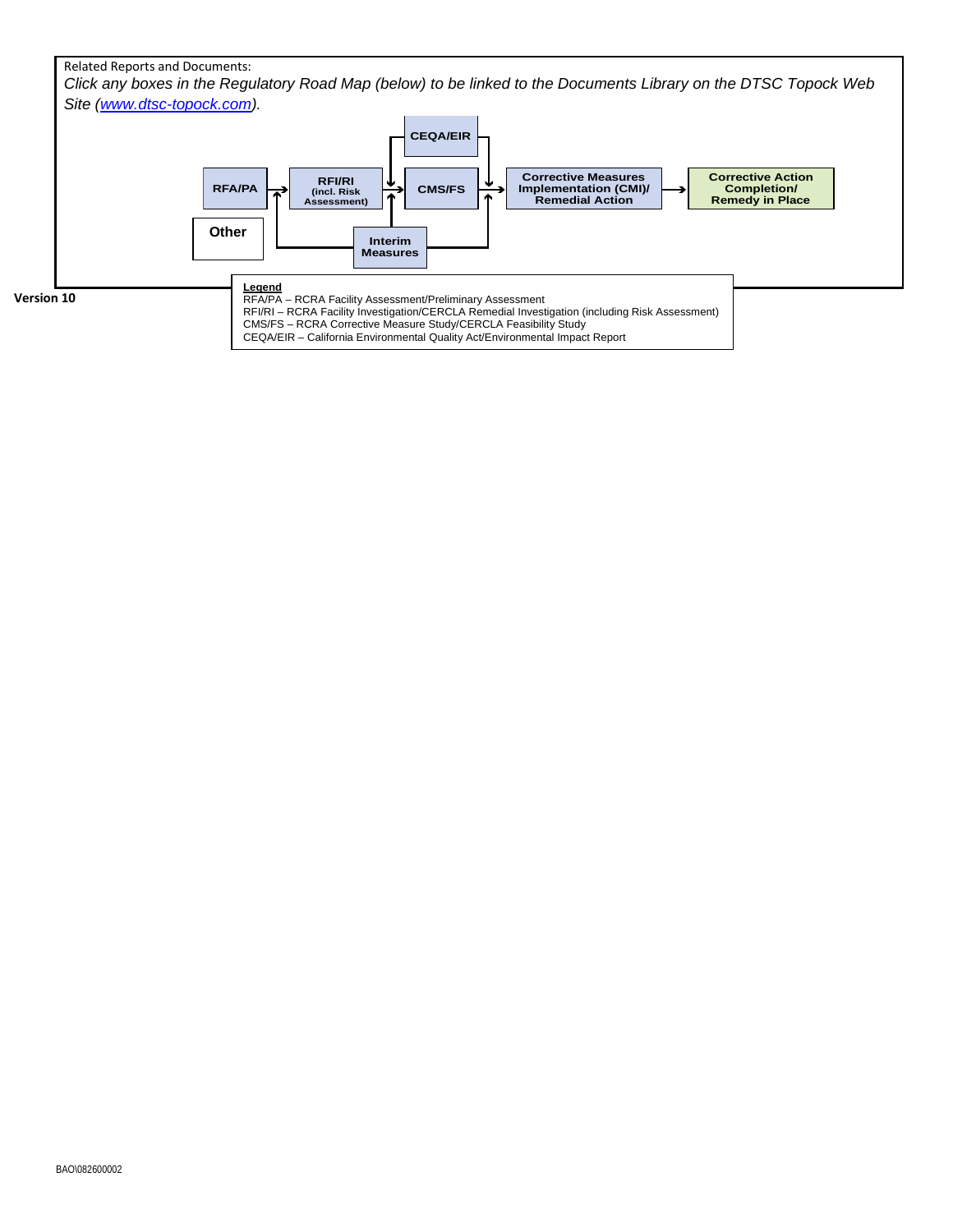Related Reports and Documents:

*Click any boxes in the Regulatory Road Map (below) to be linked to the Documents Library on the DTSC Topock Web Site ([www.dtsc-topock.com](http://www.dtsc-topock.com)).*

**RFA/PA** → **RFI/RI (incl. Risk Assessment)** → **CMS/FS** → **Corrective Measures Implementation (CMI)/ Remedial Action** → **Corrective Action Completion/ Remedy in Place**

**CEQA/EIR**

**Interim Measures**

**Other**

**Legend**

RFA/PA – RCRA Facility Assessment/Preliminary Assessment
RFI/RI – RCRA Facility Investigation/CERCLA Remedial Investigation (including Risk Assessment)
CMS/FS – RCRA Corrective Measure Study/CERCLA Feasibility Study
CEQA/EIR – California Environmental Quality Act/Environmental Impact Report

**Version 10**

BAO\082600002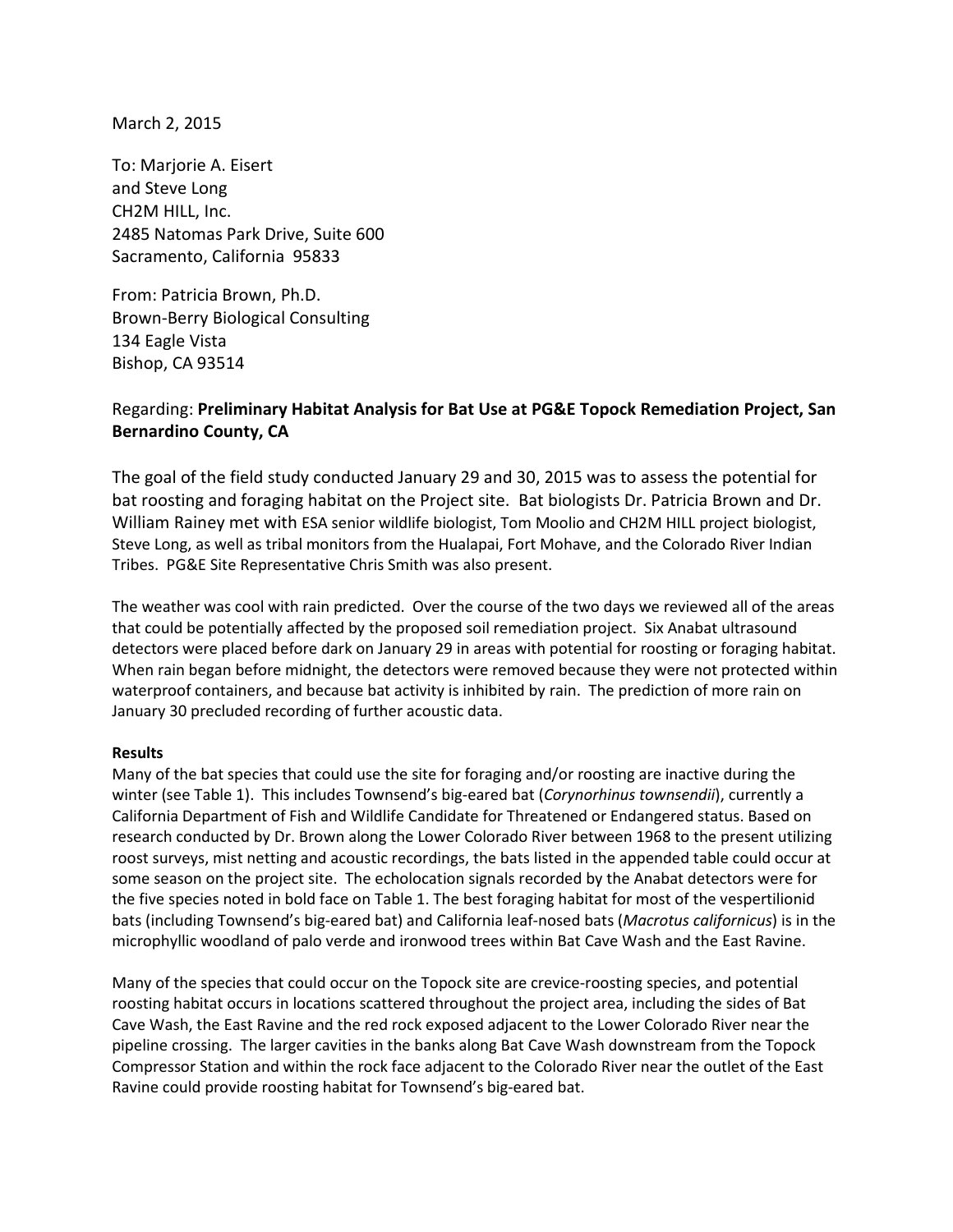March 2, 2015

To: Marjorie A. Eisert
and Steve Long
CH2M HILL, Inc.
2485 Natomas Park Drive, Suite 600
Sacramento, California 95833

From: Patricia Brown, Ph.D.
Brown-Berry Biological Consulting
134 Eagle Vista
Bishop, CA 93514

Regarding: **Preliminary Habitat Analysis for Bat Use at PG&E Topock Remediation Project, San Bernardino County, CA**

The goal of the field study conducted January 29 and 30, 2015 was to assess the potential for bat roosting and foraging habitat on the Project site. Bat biologists Dr. Patricia Brown and Dr. William Rainey met with ESA senior wildlife biologist, Tom Moolio and CH2M HILL project biologist, Steve Long, as well as tribal monitors from the Hualapai, Fort Mohave, and the Colorado River Indian Tribes. PG&E Site Representative Chris Smith was also present.

The weather was cool with rain predicted. Over the course of the two days we reviewed all of the areas that could be potentially affected by the proposed soil remediation project. Six Anabat ultrasound detectors were placed before dark on January 29 in areas with potential for roosting or foraging habitat. When rain began before midnight, the detectors were removed because they were not protected within waterproof containers, and because bat activity is inhibited by rain. The prediction of more rain on January 30 precluded recording of further acoustic data.

**Results**

Many of the bat species that could use the site for foraging and/or roosting are inactive during the winter (see Table 1). This includes Townsend's big-eared bat (*Corynorhinus townsendii*), currently a California Department of Fish and Wildlife Candidate for Threatened or Endangered status. Based on research conducted by Dr. Brown along the Lower Colorado River between 1968 to the present utilizing roost surveys, mist netting and acoustic recordings, the bats listed in the appended table could occur at some season on the project site. The echolocation signals recorded by the Anabat detectors were for the five species noted in bold face on Table 1. The best foraging habitat for most of the vespertilionid bats (including Townsend's big-eared bat) and California leaf-nosed bats (*Macrotus californicus*) is in the microphyllic woodland of palo verde and ironwood trees within Bat Cave Wash and the East Ravine.

Many of the species that could occur on the Topock site are crevice-roosting species, and potential roosting habitat occurs in locations scattered throughout the project area, including the sides of Bat Cave Wash, the East Ravine and the red rock exposed adjacent to the Lower Colorado River near the pipeline crossing. The larger cavities in the banks along Bat Cave Wash downstream from the Topock Compressor Station and within the rock face adjacent to the Colorado River near the outlet of the East Ravine could provide roosting habitat for Townsend's big-eared bat.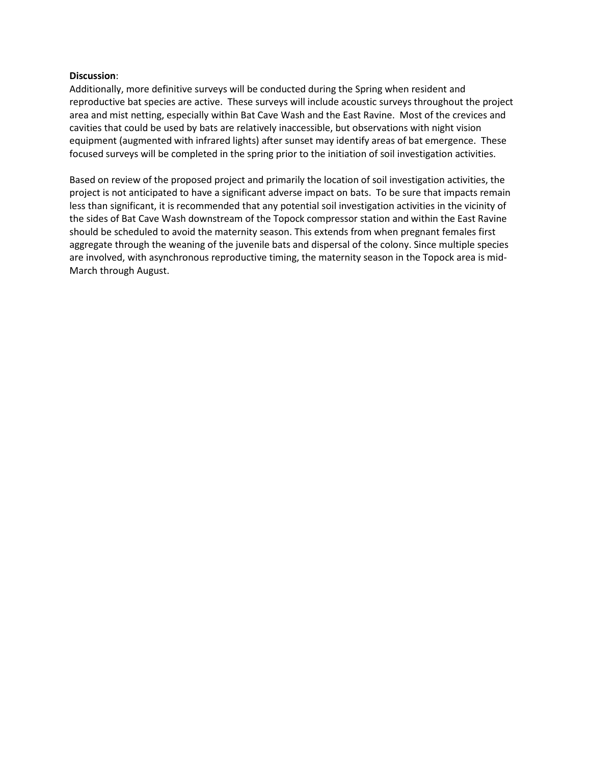**Discussion**:

Additionally, more definitive surveys will be conducted during the Spring when resident and reproductive bat species are active. These surveys will include acoustic surveys throughout the project area and mist netting, especially within Bat Cave Wash and the East Ravine. Most of the crevices and cavities that could be used by bats are relatively inaccessible, but observations with night vision equipment (augmented with infrared lights) after sunset may identify areas of bat emergence. These focused surveys will be completed in the spring prior to the initiation of soil investigation activities.

Based on review of the proposed project and primarily the location of soil investigation activities, the project is not anticipated to have a significant adverse impact on bats. To be sure that impacts remain less than significant, it is recommended that any potential soil investigation activities in the vicinity of the sides of Bat Cave Wash downstream of the Topock compressor station and within the East Ravine should be scheduled to avoid the maternity season. This extends from when pregnant females first aggregate through the weaning of the juvenile bats and dispersal of the colony. Since multiple species are involved, with asynchronous reproductive timing, the maternity season in the Topock area is mid-March through August.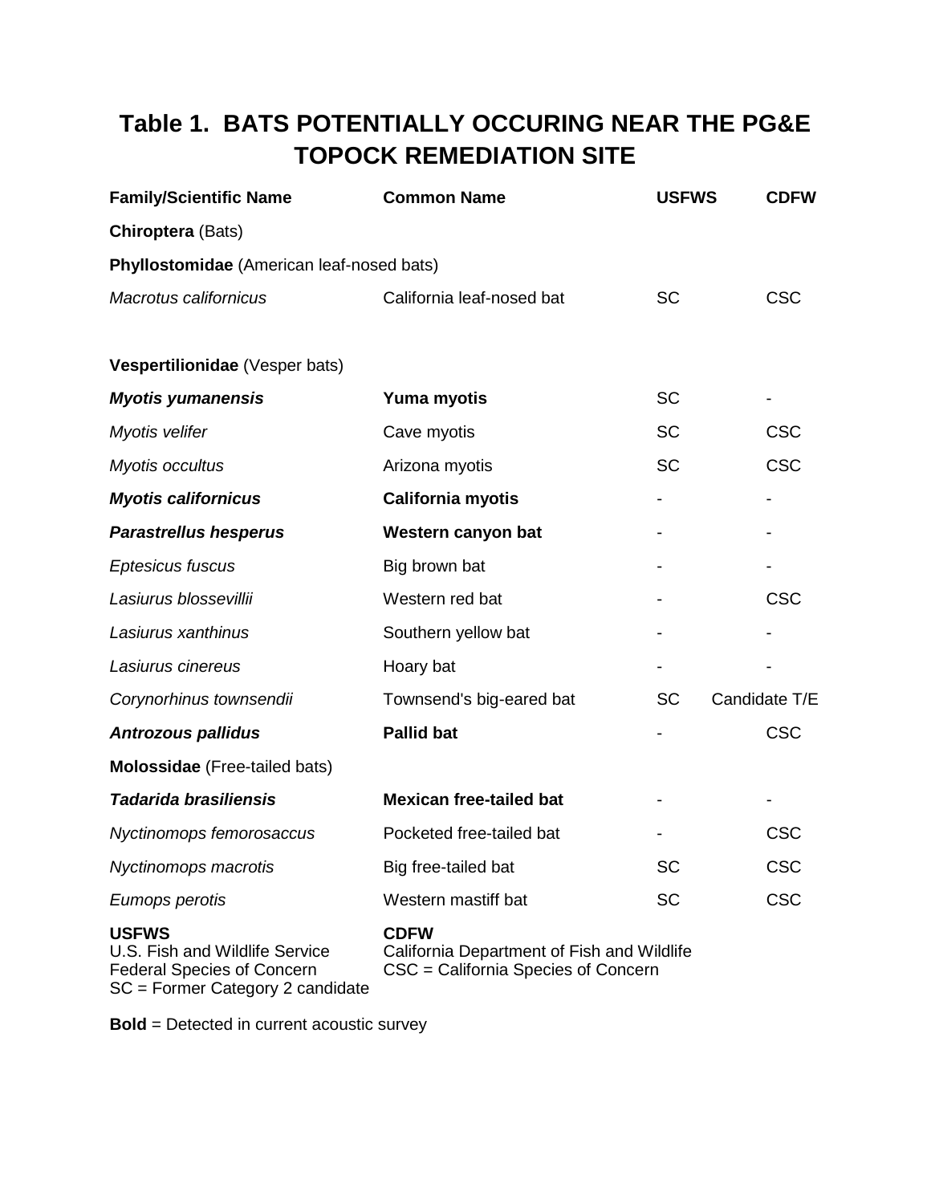# Table 1. BATS POTENTIALLY OCCURING NEAR THE PG&E TOPOCK REMEDIATION SITE

| Family/Scientific Name | Common Name | USFWS | CDFW |
|---|---|---|---|
| **Chiroptera** (Bats) | | | |
| **Phyllostomidae** (American leaf-nosed bats) | | | |
| *Macrotus californicus* | California leaf-nosed bat | SC | CSC |
| **Vespertilionidae** (Vesper bats) | | | |
| ***Myotis yumanensis*** | **Yuma myotis** | SC | - |
| *Myotis velifer* | Cave myotis | SC | CSC |
| *Myotis occultus* | Arizona myotis | SC | CSC |
| ***Myotis californicus*** | **California myotis** | - | - |
| ***Parastrellus hesperus*** | **Western canyon bat** | - | - |
| *Eptesicus fuscus* | Big brown bat | - | - |
| *Lasiurus blossevillii* | Western red bat | - | CSC |
| *Lasiurus xanthinus* | Southern yellow bat | - | - |
| *Lasiurus cinereus* | Hoary bat | - | - |
| *Corynorhinus townsendii* | Townsend's big-eared bat | SC | Candidate T/E |
| ***Antrozous pallidus*** | **Pallid bat** | - | CSC |
| **Molossidae** (Free-tailed bats) | | | |
| ***Tadarida brasiliensis*** | **Mexican free-tailed bat** | - | - |
| *Nyctinomops femorosaccus* | Pocketed free-tailed bat | - | CSC |
| *Nyctinomops macrotis* | Big free-tailed bat | SC | CSC |
| *Eumops perotis* | Western mastiff bat | SC | CSC |

**USFWS**
U.S. Fish and Wildlife Service
Federal Species of Concern
SC = Former Category 2 candidate

**CDFW**
California Department of Fish and Wildlife
CSC = California Species of Concern

**Bold** = Detected in current acoustic survey